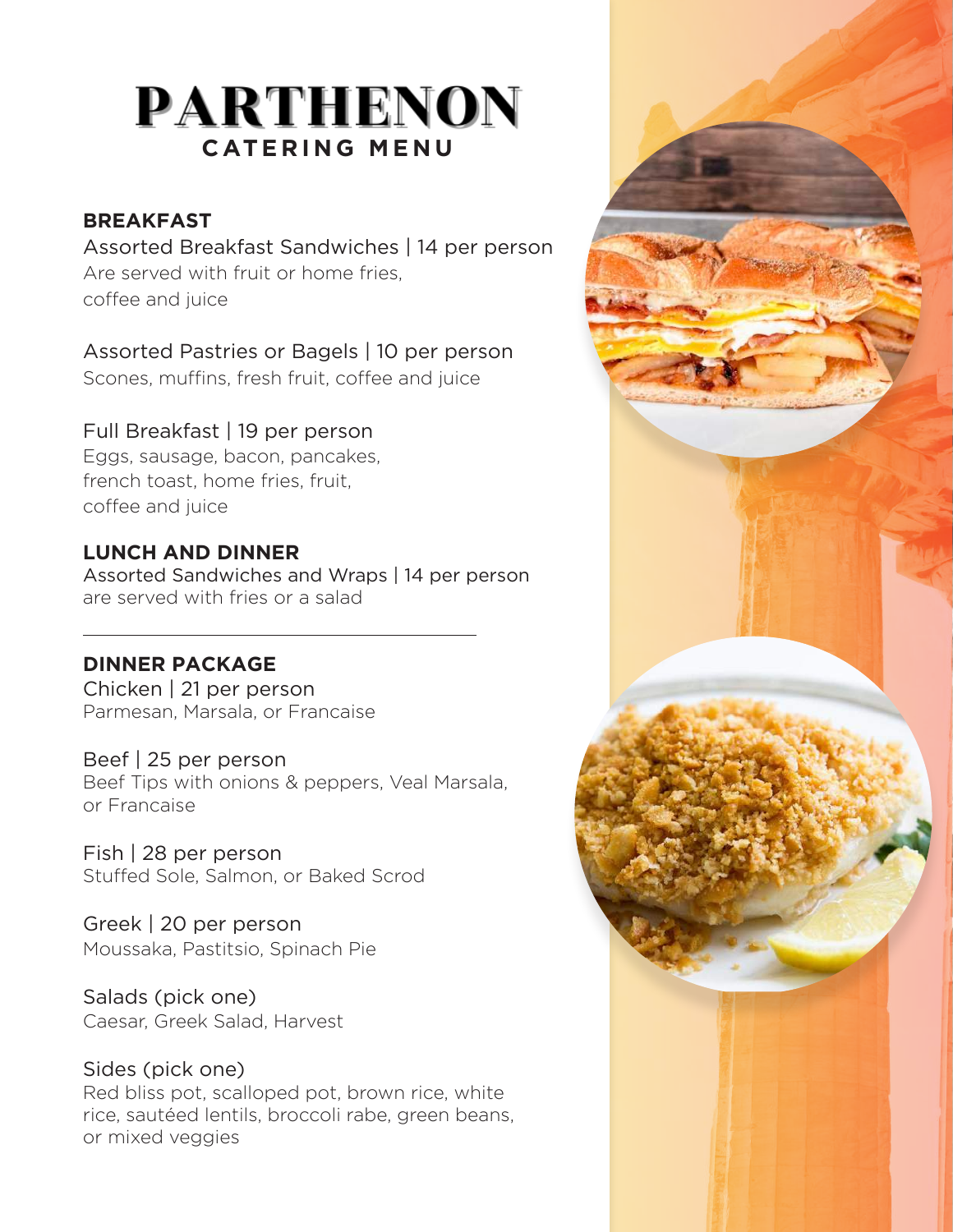# PARTHENON

## CATERING MENU

### BREAKFAST

Assorted Breakfast Sandwiches | 14 per person
Are served with fruit or home fries, coffee and juice

Assorted Pastries or Bagels | 10 per person
Scones, muffins, fresh fruit, coffee and juice

Full Breakfast | 19 per person
Eggs, sausage, bacon, pancakes, french toast, home fries, fruit, coffee and juice

### LUNCH AND DINNER

Assorted Sandwiches and Wraps | 14 per person
are served with fries or a salad

---

### DINNER PACKAGE

Chicken | 21 per person
Parmesan, Marsala, or Francaise

Beef | 25 per person
Beef Tips with onions & peppers, Veal Marsala, or Francaise

Fish | 28 per person
Stuffed Sole, Salmon, or Baked Scrod

Greek | 20 per person
Moussaka, Pastitsio, Spinach Pie

Salads (pick one)
Caesar, Greek Salad, Harvest

Sides (pick one)
Red bliss pot, scalloped pot, brown rice, white rice, sautéed lentils, broccoli rabe, green beans, or mixed veggies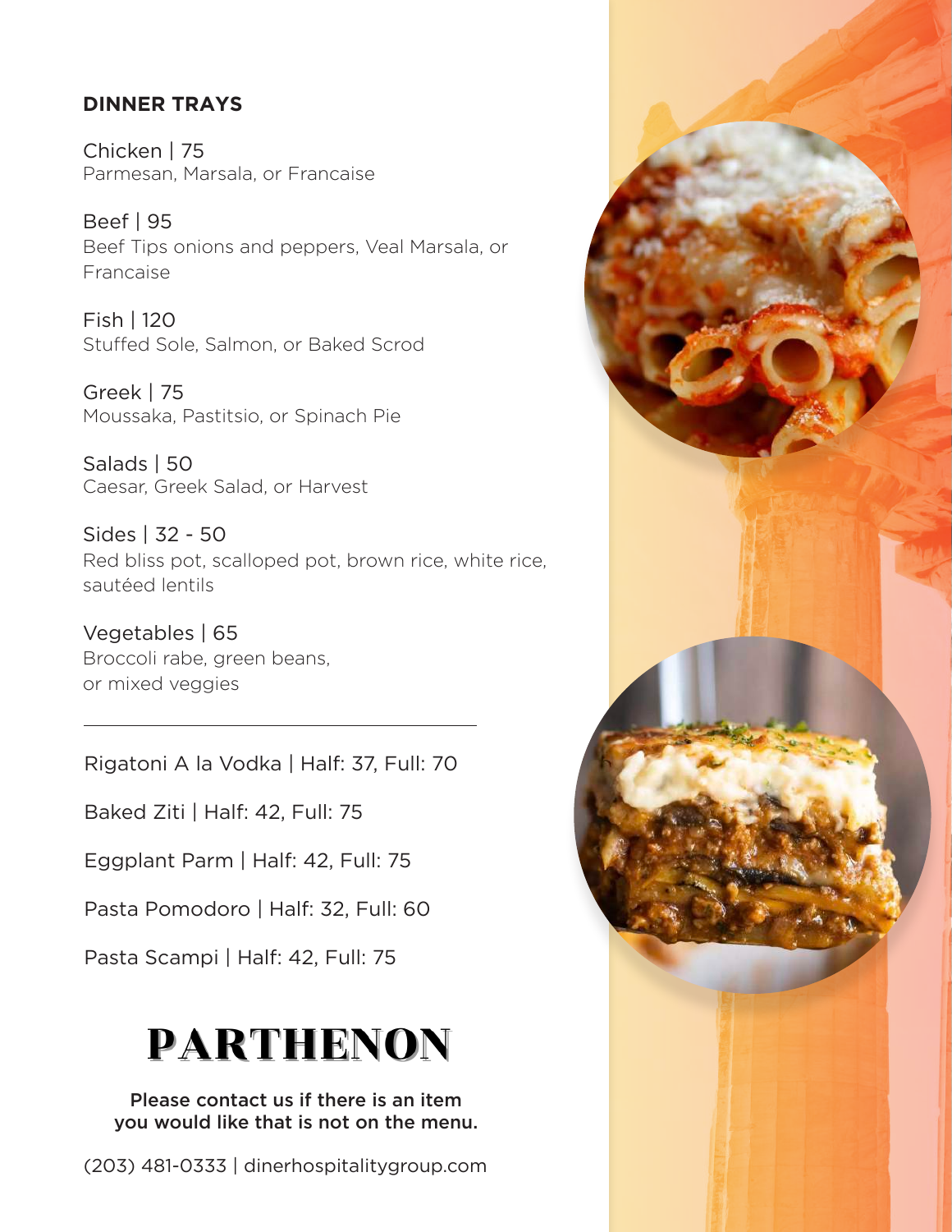## DINNER TRAYS

Chicken | 75
Parmesan, Marsala, or Francaise

Beef | 95
Beef Tips onions and peppers, Veal Marsala, or Francaise

Fish | 120
Stuffed Sole, Salmon, or Baked Scrod

Greek | 75
Moussaka, Pastitsio, or Spinach Pie

Salads | 50
Caesar, Greek Salad, or Harvest

Sides | 32 - 50
Red bliss pot, scalloped pot, brown rice, white rice, sautéed lentils

Vegetables | 65
Broccoli rabe, green beans, or mixed veggies

---

Rigatoni A la Vodka | Half: 37, Full: 70

Baked Ziti | Half: 42, Full: 75

Eggplant Parm | Half: 42, Full: 75

Pasta Pomodoro | Half: 32, Full: 60

Pasta Scampi | Half: 42, Full: 75

# PARTHENON

**Please contact us if there is an item you would like that is not on the menu.**

(203) 481-0333 | dinerhospitalitygroup.com